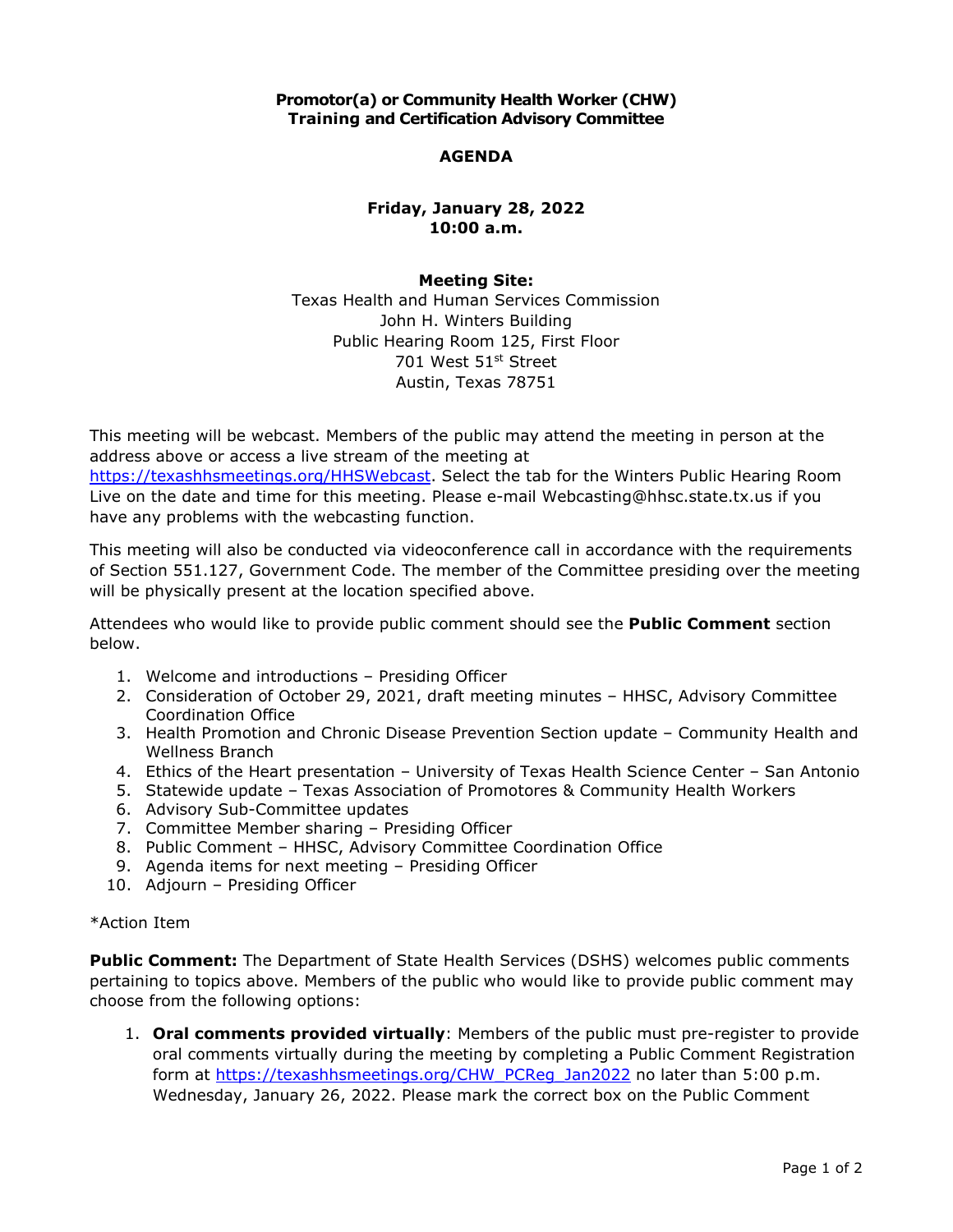**Promotor(a) or Community Health Worker (CHW)**
**Training and Certification Advisory Committee**

**AGENDA**

**Friday, January 28, 2022**
**10:00 a.m.**

**Meeting Site:**
Texas Health and Human Services Commission
John H. Winters Building
Public Hearing Room 125, First Floor
701 West 51st Street
Austin, Texas 78751

This meeting will be webcast. Members of the public may attend the meeting in person at the address above or access a live stream of the meeting at https://texashhsmeetings.org/HHSWebcast. Select the tab for the Winters Public Hearing Room Live on the date and time for this meeting. Please e-mail Webcasting@hhsc.state.tx.us if you have any problems with the webcasting function.

This meeting will also be conducted via videoconference call in accordance with the requirements of Section 551.127, Government Code. The member of the Committee presiding over the meeting will be physically present at the location specified above.

Attendees who would like to provide public comment should see the **Public Comment** section below.

1. Welcome and introductions – Presiding Officer
2. Consideration of October 29, 2021, draft meeting minutes – HHSC, Advisory Committee Coordination Office
3. Health Promotion and Chronic Disease Prevention Section update – Community Health and Wellness Branch
4. Ethics of the Heart presentation – University of Texas Health Science Center – San Antonio
5. Statewide update – Texas Association of Promotores & Community Health Workers
6. Advisory Sub-Committee updates
7. Committee Member sharing – Presiding Officer
8. Public Comment – HHSC, Advisory Committee Coordination Office
9. Agenda items for next meeting – Presiding Officer
10. Adjourn – Presiding Officer

*Action Item

**Public Comment:** The Department of State Health Services (DSHS) welcomes public comments pertaining to topics above. Members of the public who would like to provide public comment may choose from the following options:

1. **Oral comments provided virtually**: Members of the public must pre-register to provide oral comments virtually during the meeting by completing a Public Comment Registration form at https://texashhsmeetings.org/CHW_PCReg_Jan2022 no later than 5:00 p.m. Wednesday, January 26, 2022. Please mark the correct box on the Public Comment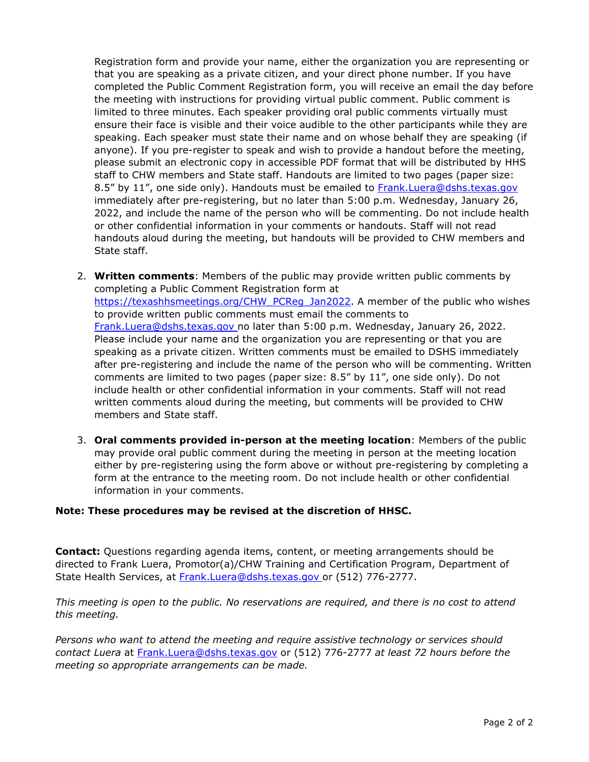Registration form and provide your name, either the organization you are representing or that you are speaking as a private citizen, and your direct phone number. If you have completed the Public Comment Registration form, you will receive an email the day before the meeting with instructions for providing virtual public comment. Public comment is limited to three minutes. Each speaker providing oral public comments virtually must ensure their face is visible and their voice audible to the other participants while they are speaking. Each speaker must state their name and on whose behalf they are speaking (if anyone). If you pre-register to speak and wish to provide a handout before the meeting, please submit an electronic copy in accessible PDF format that will be distributed by HHS staff to CHW members and State staff. Handouts are limited to two pages (paper size: 8.5" by 11", one side only). Handouts must be emailed to Frank.Luera@dshs.texas.gov immediately after pre-registering, but no later than 5:00 p.m. Wednesday, January 26, 2022, and include the name of the person who will be commenting. Do not include health or other confidential information in your comments or handouts. Staff will not read handouts aloud during the meeting, but handouts will be provided to CHW members and State staff.

2. **Written comments**: Members of the public may provide written public comments by completing a Public Comment Registration form at https://texashhsmeetings.org/CHW_PCReg_Jan2022. A member of the public who wishes to provide written public comments must email the comments to Frank.Luera@dshs.texas.gov no later than 5:00 p.m. Wednesday, January 26, 2022. Please include your name and the organization you are representing or that you are speaking as a private citizen. Written comments must be emailed to DSHS immediately after pre-registering and include the name of the person who will be commenting. Written comments are limited to two pages (paper size: 8.5" by 11", one side only). Do not include health or other confidential information in your comments. Staff will not read written comments aloud during the meeting, but comments will be provided to CHW members and State staff.

3. **Oral comments provided in-person at the meeting location**: Members of the public may provide oral public comment during the meeting in person at the meeting location either by pre-registering using the form above or without pre-registering by completing a form at the entrance to the meeting room. Do not include health or other confidential information in your comments.

**Note: These procedures may be revised at the discretion of HHSC.**

**Contact:** Questions regarding agenda items, content, or meeting arrangements should be directed to Frank Luera, Promotor(a)/CHW Training and Certification Program, Department of State Health Services, at Frank.Luera@dshs.texas.gov or (512) 776-2777.

*This meeting is open to the public. No reservations are required, and there is no cost to attend this meeting.*

*Persons who want to attend the meeting and require assistive technology or services should contact Luera* at Frank.Luera@dshs.texas.gov or (512) 776-2777 *at least 72 hours before the meeting so appropriate arrangements can be made.*